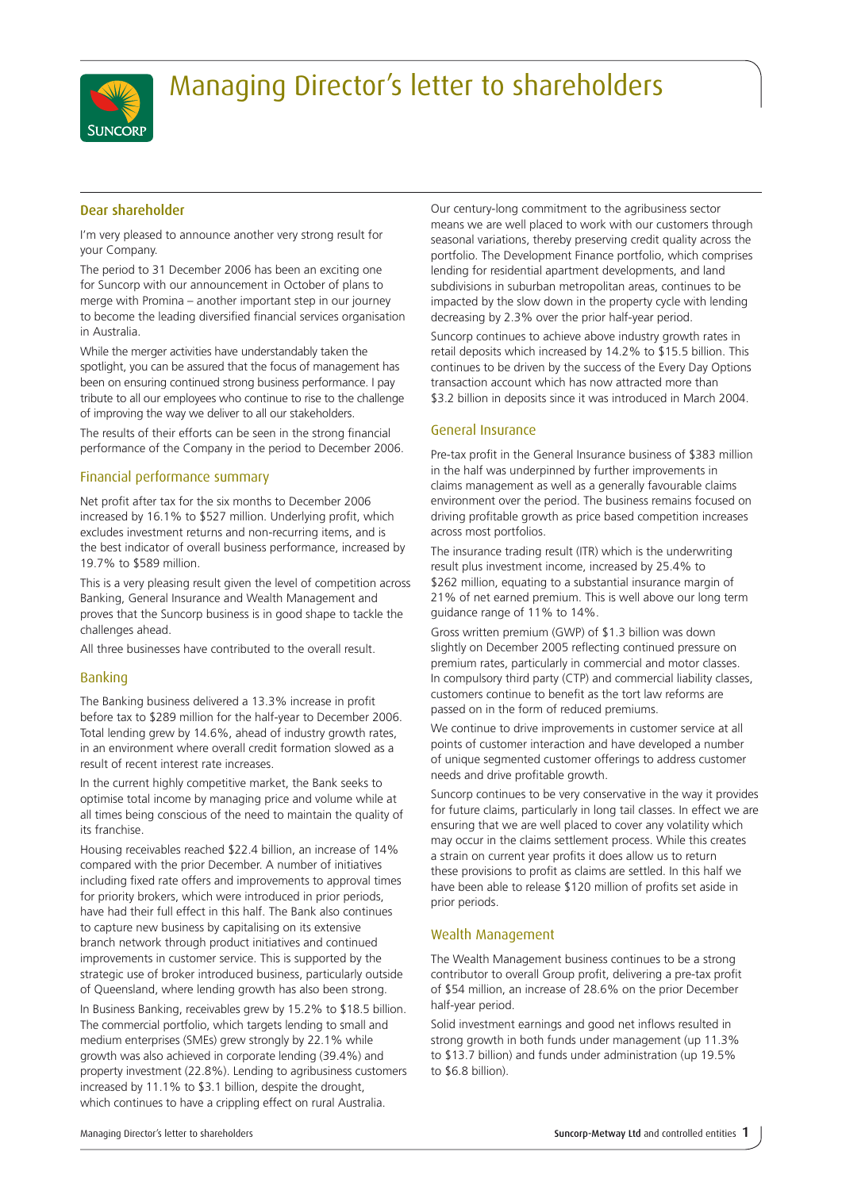# Managing Director's letter to shareholders

## Dear shareholder

I'm very pleased to announce another very strong result for your Company.

The period to 31 December 2006 has been an exciting one for Suncorp with our announcement in October of plans to merge with Promina – another important step in our journey to become the leading diversified financial services organisation in Australia.

While the merger activities have understandably taken the spotlight, you can be assured that the focus of management has been on ensuring continued strong business performance. I pay tribute to all our employees who continue to rise to the challenge of improving the way we deliver to all our stakeholders.

The results of their efforts can be seen in the strong financial performance of the Company in the period to December 2006.

### Financial performance summary

Net profit after tax for the six months to December 2006 increased by 16.1% to $527 million. Underlying profit, which excludes investment returns and non-recurring items, and is the best indicator of overall business performance, increased by 19.7% to $589 million.

This is a very pleasing result given the level of competition across Banking, General Insurance and Wealth Management and proves that the Suncorp business is in good shape to tackle the challenges ahead.

All three businesses have contributed to the overall result.

### Banking

The Banking business delivered a 13.3% increase in profit before tax to $289 million for the half-year to December 2006. Total lending grew by 14.6%, ahead of industry growth rates, in an environment where overall credit formation slowed as a result of recent interest rate increases.

In the current highly competitive market, the Bank seeks to optimise total income by managing price and volume while at all times being conscious of the need to maintain the quality of its franchise.

Housing receivables reached $22.4 billion, an increase of 14% compared with the prior December. A number of initiatives including fixed rate offers and improvements to approval times for priority brokers, which were introduced in prior periods, have had their full effect in this half. The Bank also continues to capture new business by capitalising on its extensive branch network through product initiatives and continued improvements in customer service. This is supported by the strategic use of broker introduced business, particularly outside of Queensland, where lending growth has also been strong.

In Business Banking, receivables grew by 15.2% to $18.5 billion. The commercial portfolio, which targets lending to small and medium enterprises (SMEs) grew strongly by 22.1% while growth was also achieved in corporate lending (39.4%) and property investment (22.8%). Lending to agribusiness customers increased by 11.1% to $3.1 billion, despite the drought, which continues to have a crippling effect on rural Australia.

Our century-long commitment to the agribusiness sector means we are well placed to work with our customers through seasonal variations, thereby preserving credit quality across the portfolio. The Development Finance portfolio, which comprises lending for residential apartment developments, and land subdivisions in suburban metropolitan areas, continues to be impacted by the slow down in the property cycle with lending decreasing by 2.3% over the prior half-year period.

Suncorp continues to achieve above industry growth rates in retail deposits which increased by 14.2% to $15.5 billion. This continues to be driven by the success of the Every Day Options transaction account which has now attracted more than $3.2 billion in deposits since it was introduced in March 2004.

### General Insurance

Pre-tax profit in the General Insurance business of $383 million in the half was underpinned by further improvements in claims management as well as a generally favourable claims environment over the period. The business remains focused on driving profitable growth as price based competition increases across most portfolios.

The insurance trading result (ITR) which is the underwriting result plus investment income, increased by 25.4% to $262 million, equating to a substantial insurance margin of 21% of net earned premium. This is well above our long term guidance range of 11% to 14%.

Gross written premium (GWP) of $1.3 billion was down slightly on December 2005 reflecting continued pressure on premium rates, particularly in commercial and motor classes. In compulsory third party (CTP) and commercial liability classes, customers continue to benefit as the tort law reforms are passed on in the form of reduced premiums.

We continue to drive improvements in customer service at all points of customer interaction and have developed a number of unique segmented customer offerings to address customer needs and drive profitable growth.

Suncorp continues to be very conservative in the way it provides for future claims, particularly in long tail classes. In effect we are ensuring that we are well placed to cover any volatility which may occur in the claims settlement process. While this creates a strain on current year profits it does allow us to return these provisions to profit as claims are settled. In this half we have been able to release $120 million of profits set aside in prior periods.

### Wealth Management

The Wealth Management business continues to be a strong contributor to overall Group profit, delivering a pre-tax profit of $54 million, an increase of 28.6% on the prior December half-year period.

Solid investment earnings and good net inflows resulted in strong growth in both funds under management (up 11.3% to $13.7 billion) and funds under administration (up 19.5% to $6.8 billion).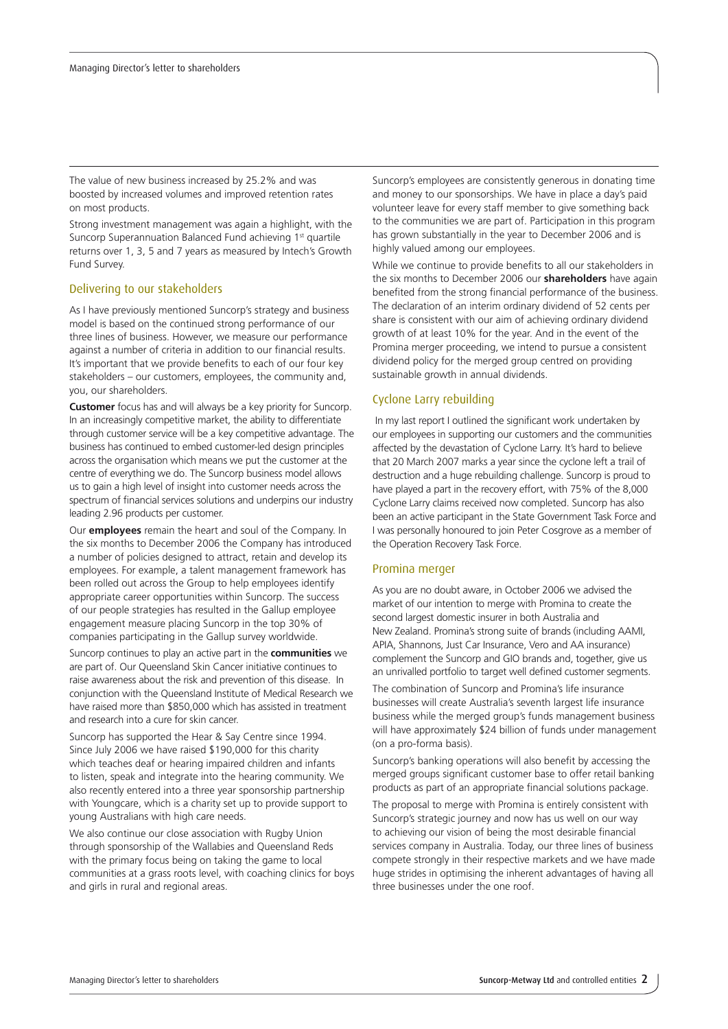The value of new business increased by 25.2% and was boosted by increased volumes and improved retention rates on most products.

Strong investment management was again a highlight, with the Suncorp Superannuation Balanced Fund achieving 1st quartile returns over 1, 3, 5 and 7 years as measured by Intech's Growth Fund Survey.

## Delivering to our stakeholders

As I have previously mentioned Suncorp's strategy and business model is based on the continued strong performance of our three lines of business. However, we measure our performance against a number of criteria in addition to our financial results. It's important that we provide benefits to each of our four key stakeholders – our customers, employees, the community and, you, our shareholders.

**Customer** focus has and will always be a key priority for Suncorp. In an increasingly competitive market, the ability to differentiate through customer service will be a key competitive advantage. The business has continued to embed customer-led design principles across the organisation which means we put the customer at the centre of everything we do. The Suncorp business model allows us to gain a high level of insight into customer needs across the spectrum of financial services solutions and underpins our industry leading 2.96 products per customer.

Our **employees** remain the heart and soul of the Company. In the six months to December 2006 the Company has introduced a number of policies designed to attract, retain and develop its employees. For example, a talent management framework has been rolled out across the Group to help employees identify appropriate career opportunities within Suncorp. The success of our people strategies has resulted in the Gallup employee engagement measure placing Suncorp in the top 30% of companies participating in the Gallup survey worldwide.

Suncorp continues to play an active part in the **communities** we are part of. Our Queensland Skin Cancer initiative continues to raise awareness about the risk and prevention of this disease. In conjunction with the Queensland Institute of Medical Research we have raised more than $850,000 which has assisted in treatment and research into a cure for skin cancer.

Suncorp has supported the Hear & Say Centre since 1994. Since July 2006 we have raised $190,000 for this charity which teaches deaf or hearing impaired children and infants to listen, speak and integrate into the hearing community. We also recently entered into a three year sponsorship partnership with Youngcare, which is a charity set up to provide support to young Australians with high care needs.

We also continue our close association with Rugby Union through sponsorship of the Wallabies and Queensland Reds with the primary focus being on taking the game to local communities at a grass roots level, with coaching clinics for boys and girls in rural and regional areas.

Suncorp's employees are consistently generous in donating time and money to our sponsorships. We have in place a day's paid volunteer leave for every staff member to give something back to the communities we are part of. Participation in this program has grown substantially in the year to December 2006 and is highly valued among our employees.

While we continue to provide benefits to all our stakeholders in the six months to December 2006 our **shareholders** have again benefited from the strong financial performance of the business. The declaration of an interim ordinary dividend of 52 cents per share is consistent with our aim of achieving ordinary dividend growth of at least 10% for the year. And in the event of the Promina merger proceeding, we intend to pursue a consistent dividend policy for the merged group centred on providing sustainable growth in annual dividends.

## Cyclone Larry rebuilding

In my last report I outlined the significant work undertaken by our employees in supporting our customers and the communities affected by the devastation of Cyclone Larry. It's hard to believe that 20 March 2007 marks a year since the cyclone left a trail of destruction and a huge rebuilding challenge. Suncorp is proud to have played a part in the recovery effort, with 75% of the 8,000 Cyclone Larry claims received now completed. Suncorp has also been an active participant in the State Government Task Force and I was personally honoured to join Peter Cosgrove as a member of the Operation Recovery Task Force.

## Promina merger

As you are no doubt aware, in October 2006 we advised the market of our intention to merge with Promina to create the second largest domestic insurer in both Australia and New Zealand. Promina's strong suite of brands (including AAMI, APIA, Shannons, Just Car Insurance, Vero and AA insurance) complement the Suncorp and GIO brands and, together, give us an unrivalled portfolio to target well defined customer segments.

The combination of Suncorp and Promina's life insurance businesses will create Australia's seventh largest life insurance business while the merged group's funds management business will have approximately $24 billion of funds under management (on a pro-forma basis).

Suncorp's banking operations will also benefit by accessing the merged groups significant customer base to offer retail banking products as part of an appropriate financial solutions package.

The proposal to merge with Promina is entirely consistent with Suncorp's strategic journey and now has us well on our way to achieving our vision of being the most desirable financial services company in Australia. Today, our three lines of business compete strongly in their respective markets and we have made huge strides in optimising the inherent advantages of having all three businesses under the one roof.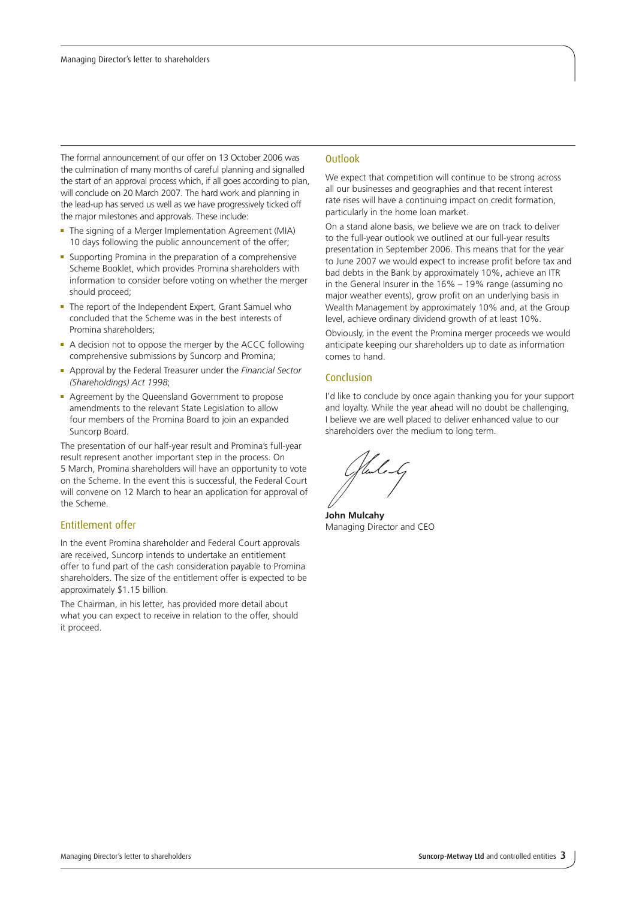The formal announcement of our offer on 13 October 2006 was the culmination of many months of careful planning and signalled the start of an approval process which, if all goes according to plan, will conclude on 20 March 2007. The hard work and planning in the lead-up has served us well as we have progressively ticked off the major milestones and approvals. These include:

- The signing of a Merger Implementation Agreement (MIA) 10 days following the public announcement of the offer;
- Supporting Promina in the preparation of a comprehensive Scheme Booklet, which provides Promina shareholders with information to consider before voting on whether the merger should proceed;
- The report of the Independent Expert, Grant Samuel who concluded that the Scheme was in the best interests of Promina shareholders;
- A decision not to oppose the merger by the ACCC following comprehensive submissions by Suncorp and Promina;
- Approval by the Federal Treasurer under the *Financial Sector (Shareholdings) Act 1998*;
- Agreement by the Queensland Government to propose amendments to the relevant State Legislation to allow four members of the Promina Board to join an expanded Suncorp Board.

The presentation of our half-year result and Promina's full-year result represent another important step in the process. On 5 March, Promina shareholders will have an opportunity to vote on the Scheme. In the event this is successful, the Federal Court will convene on 12 March to hear an application for approval of the Scheme.

## Entitlement offer

In the event Promina shareholder and Federal Court approvals are received, Suncorp intends to undertake an entitlement offer to fund part of the cash consideration payable to Promina shareholders. The size of the entitlement offer is expected to be approximately $1.15 billion.

The Chairman, in his letter, has provided more detail about what you can expect to receive in relation to the offer, should it proceed.

## Outlook

We expect that competition will continue to be strong across all our businesses and geographies and that recent interest rate rises will have a continuing impact on credit formation, particularly in the home loan market.

On a stand alone basis, we believe we are on track to deliver to the full-year outlook we outlined at our full-year results presentation in September 2006. This means that for the year to June 2007 we would expect to increase profit before tax and bad debts in the Bank by approximately 10%, achieve an ITR in the General Insurer in the 16% – 19% range (assuming no major weather events), grow profit on an underlying basis in Wealth Management by approximately 10% and, at the Group level, achieve ordinary dividend growth of at least 10%.

Obviously, in the event the Promina merger proceeds we would anticipate keeping our shareholders up to date as information comes to hand.

## Conclusion

I'd like to conclude by once again thanking you for your support and loyalty. While the year ahead will no doubt be challenging, I believe we are well placed to deliver enhanced value to our shareholders over the medium to long term.

**John Mulcahy**
Managing Director and CEO